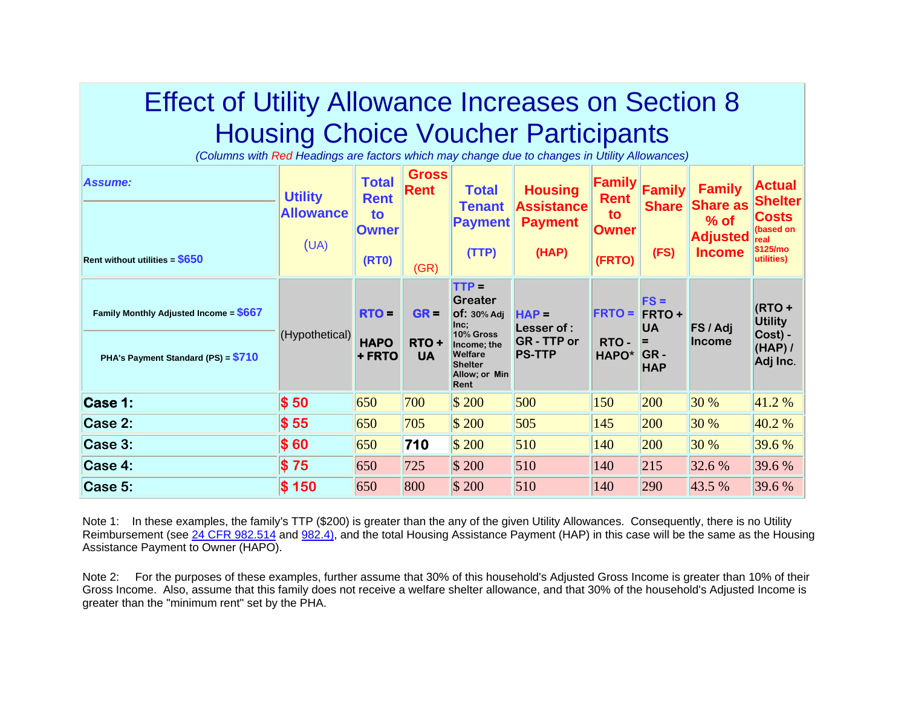# Effect of Utility Allowance Increases on Section 8 Housing Choice Voucher Participants

*(Columns with Red Headings are factors which may change due to changes in Utility Allowances)*

| *Assume:* Rent without utilities = $650 | Utility Allowance (UA) | Total Rent to Owner (RT0) | Gross Rent (GR) | Total Tenant Payment (TTP) | Housing Assistance Payment (HAP) | Family Rent to Owner (FRTO) | Family Share (FS) | Family Share as % of Adjusted Income | Actual Shelter Costs (based on real $125/mo utilities) |
|---|---|---|---|---|---|---|---|---|---|
| Family Monthly Adjusted Income = $667; PHA's Payment Standard (PS) = $710 | (Hypothetical) | RTO = HAPO + FRTO | GR = RTO + UA | TTP = Greater of: 30% Adj Inc; 10% Gross Income; the Welfare Shelter Allow; or Min Rent | HAP = Lesser of : GR - TTP or PS-TTP | FRTO = RTO - HAPO* | FS = FRTO + UA = GR - HAP | FS / Adj Income | (RTO + Utility Cost) - (HAP) / Adj Inc. |
| **Case 1:** | $ 50 | 650 | 700 | $ 200 | 500 | 150 | 200 | 30 % | 41.2 % |
| **Case 2:** | $ 55 | 650 | 705 | $ 200 | 505 | 145 | 200 | 30 % | 40.2 % |
| **Case 3:** | $ 60 | 650 | **710** | $ 200 | 510 | 140 | 200 | 30 % | 39.6 % |
| **Case 4:** | $ 75 | 650 | 725 | $ 200 | 510 | 140 | 215 | 32.6 % | 39.6 % |
| **Case 5:** | $ 150 | 650 | 800 | $ 200 | 510 | 140 | 290 | 43.5 % | 39.6 % |

Note 1: In these examples, the family's TTP ($200) is greater than the any of the given Utility Allowances. Consequently, there is no Utility Reimbursement (see 24 CFR 982.514 and 982.4), and the total Housing Assistance Payment (HAP) in this case will be the same as the Housing Assistance Payment to Owner (HAPO).

Note 2: For the purposes of these examples, further assume that 30% of this household's Adjusted Gross Income is greater than 10% of their Gross Income. Also, assume that this family does not receive a welfare shelter allowance, and that 30% of the household's Adjusted Income is greater than the "minimum rent" set by the PHA.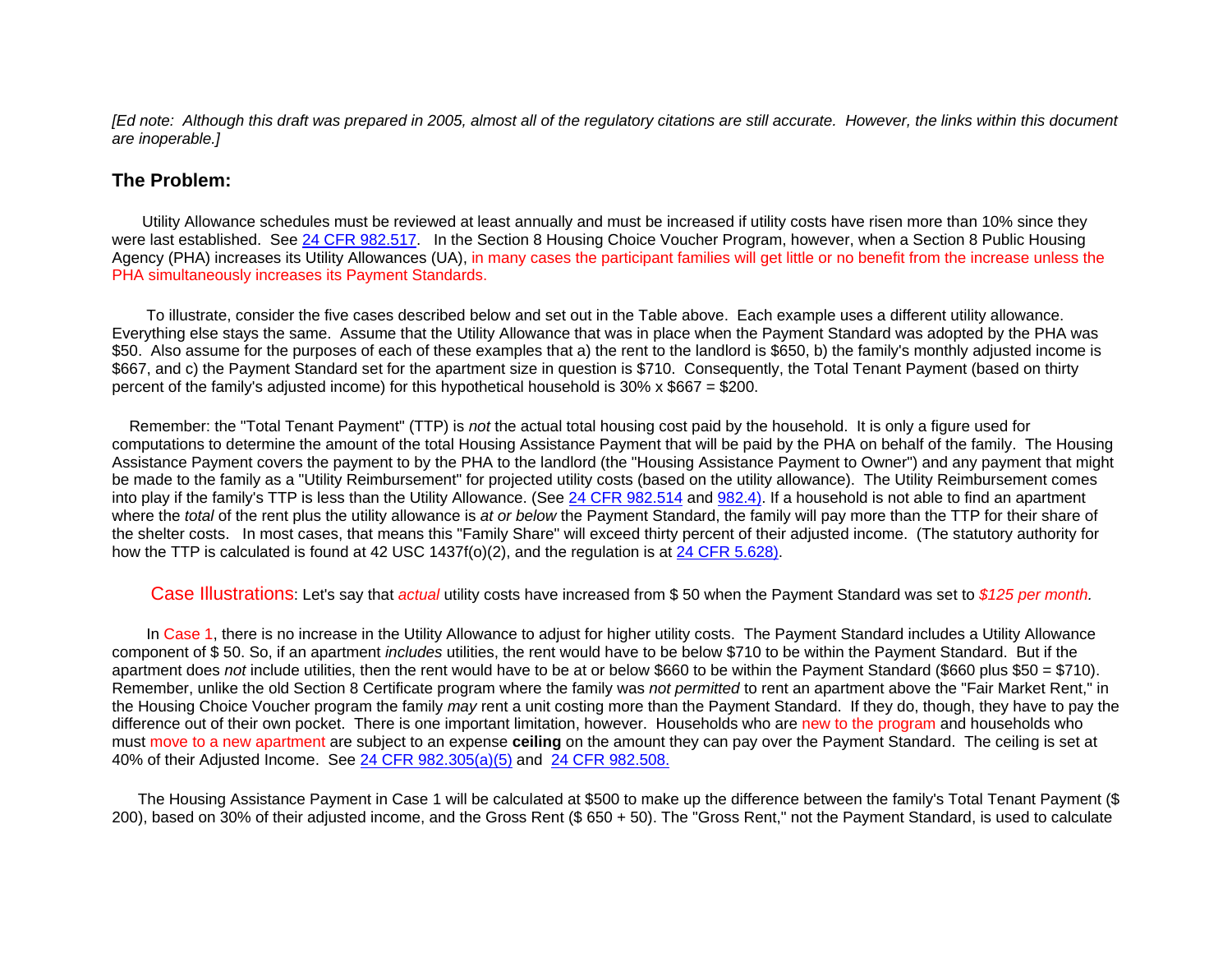*[Ed note: Although this draft was prepared in 2005, almost all of the regulatory citations are still accurate. However, the links within this document are inoperable.]*

## The Problem:

Utility Allowance schedules must be reviewed at least annually and must be increased if utility costs have risen more than 10% since they were last established. See 24 CFR 982.517. In the Section 8 Housing Choice Voucher Program, however, when a Section 8 Public Housing Agency (PHA) increases its Utility Allowances (UA), in many cases the participant families will get little or no benefit from the increase unless the PHA simultaneously increases its Payment Standards.

To illustrate, consider the five cases described below and set out in the Table above. Each example uses a different utility allowance. Everything else stays the same. Assume that the Utility Allowance that was in place when the Payment Standard was adopted by the PHA was $50. Also assume for the purposes of each of these examples that a) the rent to the landlord is $650, b) the family's monthly adjusted income is $667, and c) the Payment Standard set for the apartment size in question is $710. Consequently, the Total Tenant Payment (based on thirty percent of the family's adjusted income) for this hypothetical household is 30% x $667 = $200.

Remember: the "Total Tenant Payment" (TTP) is *not* the actual total housing cost paid by the household. It is only a figure used for computations to determine the amount of the total Housing Assistance Payment that will be paid by the PHA on behalf of the family. The Housing Assistance Payment covers the payment to by the PHA to the landlord (the "Housing Assistance Payment to Owner") and any payment that might be made to the family as a "Utility Reimbursement" for projected utility costs (based on the utility allowance). The Utility Reimbursement comes into play if the family's TTP is less than the Utility Allowance. (See 24 CFR 982.514 and 982.4). If a household is not able to find an apartment where the *total* of the rent plus the utility allowance is *at or below* the Payment Standard, the family will pay more than the TTP for their share of the shelter costs. In most cases, that means this "Family Share" will exceed thirty percent of their adjusted income. (The statutory authority for how the TTP is calculated is found at 42 USC 1437f(o)(2), and the regulation is at 24 CFR 5.628).

Case Illustrations: Let's say that *actual* utility costs have increased from $ 50 when the Payment Standard was set to *$125 per month.*

In Case 1, there is no increase in the Utility Allowance to adjust for higher utility costs. The Payment Standard includes a Utility Allowance component of $ 50. So, if an apartment *includes* utilities, the rent would have to be below $710 to be within the Payment Standard. But if the apartment does *not* include utilities, then the rent would have to be at or below $660 to be within the Payment Standard ($660 plus $50 = $710). Remember, unlike the old Section 8 Certificate program where the family was *not permitted* to rent an apartment above the "Fair Market Rent," in the Housing Choice Voucher program the family *may* rent a unit costing more than the Payment Standard. If they do, though, they have to pay the difference out of their own pocket. There is one important limitation, however. Households who are new to the program and households who must move to a new apartment are subject to an expense **ceiling** on the amount they can pay over the Payment Standard. The ceiling is set at 40% of their Adjusted Income. See 24 CFR 982.305(a)(5) and 24 CFR 982.508.

The Housing Assistance Payment in Case 1 will be calculated at $500 to make up the difference between the family's Total Tenant Payment ($ 200), based on 30% of their adjusted income, and the Gross Rent ($ 650 + 50). The "Gross Rent," not the Payment Standard, is used to calculate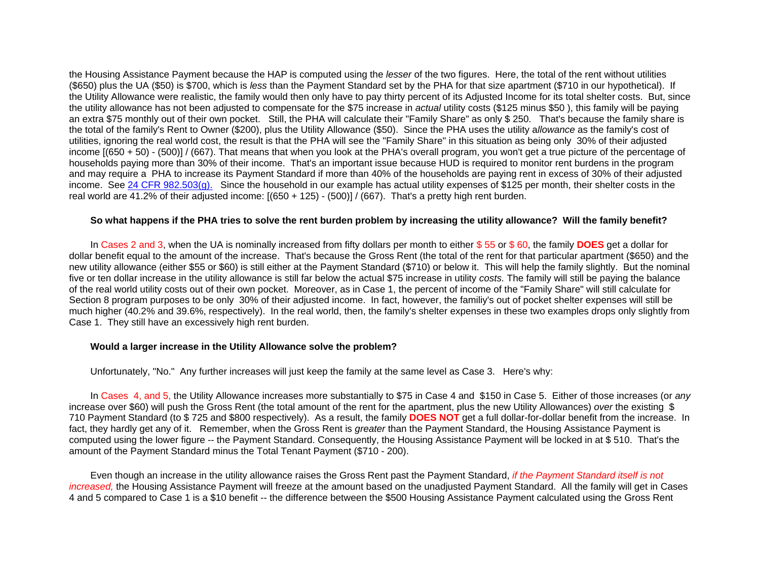the Housing Assistance Payment because the HAP is computed using the *lesser* of the two figures. Here, the total of the rent without utilities ($650) plus the UA ($50) is $700, which is *less* than the Payment Standard set by the PHA for that size apartment ($710 in our hypothetical). If the Utility Allowance were realistic, the family would then only have to pay thirty percent of its Adjusted Income for its total shelter costs. But, since the utility allowance has not been adjusted to compensate for the $75 increase in *actual* utility costs ($125 minus $50 ), this family will be paying an extra $75 monthly out of their own pocket. Still, the PHA will calculate their "Family Share" as only $ 250. That's because the family share is the total of the family's Rent to Owner ($200), plus the Utility Allowance ($50). Since the PHA uses the utility *allowance* as the family's cost of utilities, ignoring the real world cost, the result is that the PHA will see the "Family Share" in this situation as being only 30% of their adjusted income [(650 + 50) - (500)] / (667). That means that when you look at the PHA's overall program, you won't get a true picture of the percentage of households paying more than 30% of their income. That's an important issue because HUD is required to monitor rent burdens in the program and may require a PHA to increase its Payment Standard if more than 40% of the households are paying rent in excess of 30% of their adjusted income. See [24 CFR 982.503(g).](24 CFR 982.503(g)) Since the household in our example has actual utility expenses of $125 per month, their shelter costs in the real world are 41.2% of their adjusted income: [(650 + 125) - (500)] / (667). That's a pretty high rent burden.

**So what happens if the PHA tries to solve the rent burden problem by increasing the utility allowance? Will the family benefit?**

In Cases 2 and 3, when the UA is nominally increased from fifty dollars per month to either $ 55 or $ 60, the family **DOES** get a dollar for dollar benefit equal to the amount of the increase. That's because the Gross Rent (the total of the rent for that particular apartment ($650) and the new utility allowance (either $55 or $60) is still either at the Payment Standard ($710) or below it. This will help the family slightly. But the nominal five or ten dollar increase in the utility allowance is still far below the actual $75 increase in utility *costs.* The family will still be paying the balance of the real world utility costs out of their own pocket. Moreover, as in Case 1, the percent of income of the "Family Share" will still calculate for Section 8 program purposes to be only 30% of their adjusted income. In fact, however, the familiy's out of pocket shelter expenses will still be much higher (40.2% and 39.6%, respectively). In the real world, then, the family's shelter expenses in these two examples drops only slightly from Case 1. They still have an excessively high rent burden.

**Would a larger increase in the Utility Allowance solve the problem?**

Unfortunately, "No." Any further increases will just keep the family at the same level as Case 3. Here's why:

In Cases 4, and 5, the Utility Allowance increases more substantially to $75 in Case 4 and $150 in Case 5. Either of those increases (or *any* increase over $60) will push the Gross Rent (the total amount of the rent for the apartment, plus the new Utility Allowances) *over* the existing $ 710 Payment Standard (to $ 725 and $800 respectively). As a result, the family **DOES NOT** get a full dollar-for-dollar benefit from the increase. In fact, they hardly get any of it. Remember, when the Gross Rent is *greater* than the Payment Standard, the Housing Assistance Payment is computed using the lower figure -- the Payment Standard. Consequently, the Housing Assistance Payment will be locked in at $ 510. That's the amount of the Payment Standard minus the Total Tenant Payment ($710 - 200).

Even though an increase in the utility allowance raises the Gross Rent past the Payment Standard, *if the Payment Standard itself is not increased,* the Housing Assistance Payment will freeze at the amount based on the unadjusted Payment Standard. All the family will get in Cases 4 and 5 compared to Case 1 is a $10 benefit -- the difference between the $500 Housing Assistance Payment calculated using the Gross Rent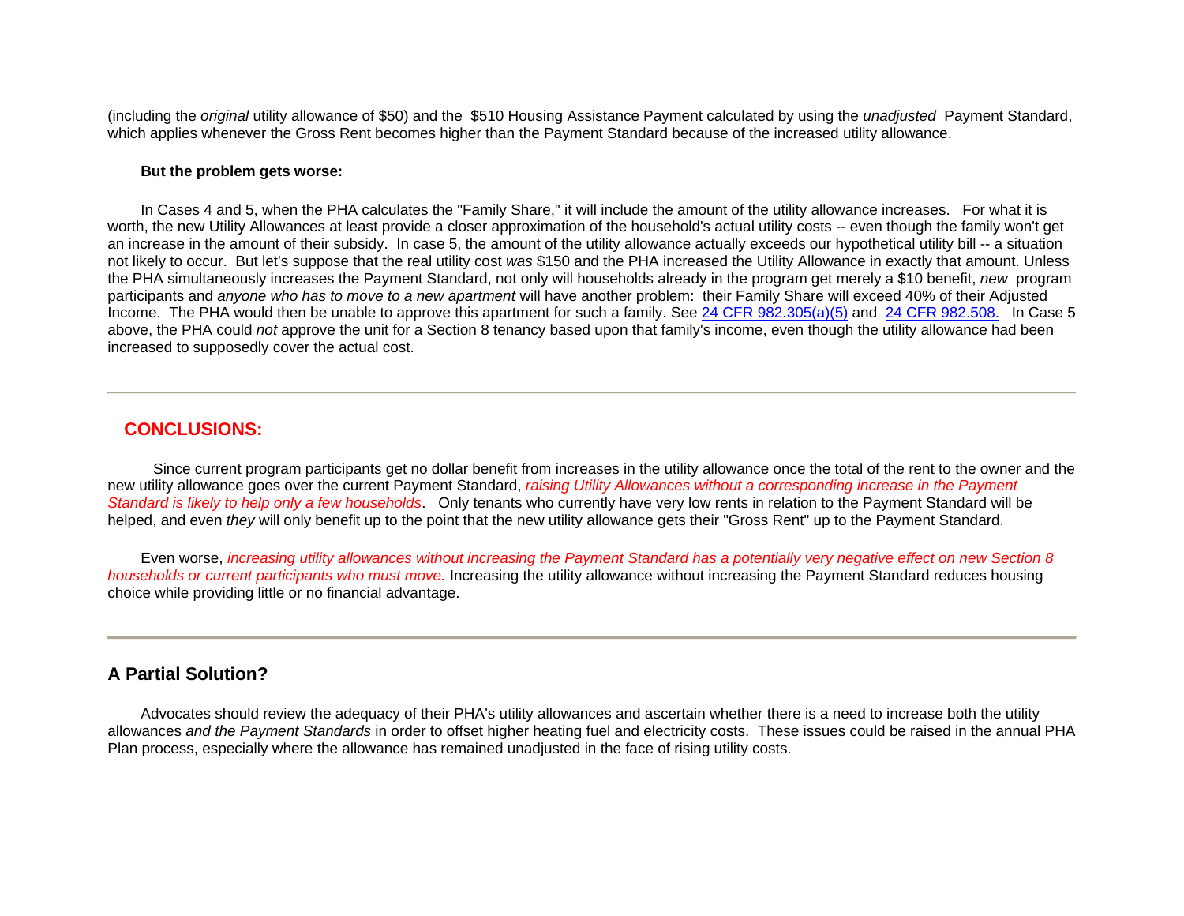(including the *original* utility allowance of $50) and the $510 Housing Assistance Payment calculated by using the *unadjusted* Payment Standard, which applies whenever the Gross Rent becomes higher than the Payment Standard because of the increased utility allowance.

**But the problem gets worse:**

In Cases 4 and 5, when the PHA calculates the "Family Share," it will include the amount of the utility allowance increases. For what it is worth, the new Utility Allowances at least provide a closer approximation of the household's actual utility costs -- even though the family won't get an increase in the amount of their subsidy. In case 5, the amount of the utility allowance actually exceeds our hypothetical utility bill -- a situation not likely to occur. But let's suppose that the real utility cost *was* $150 and the PHA increased the Utility Allowance in exactly that amount. Unless the PHA simultaneously increases the Payment Standard, not only will households already in the program get merely a $10 benefit, *new* program participants and *anyone who has to move to a new apartment* will have another problem: their Family Share will exceed 40% of their Adjusted Income. The PHA would then be unable to approve this apartment for such a family. See [24 CFR 982.305(a)(5)] and [24 CFR 982.508.] In Case 5 above, the PHA could *not* approve the unit for a Section 8 tenancy based upon that family's income, even though the utility allowance had been increased to supposedly cover the actual cost.

---

## CONCLUSIONS:

Since current program participants get no dollar benefit from increases in the utility allowance once the total of the rent to the owner and the new utility allowance goes over the current Payment Standard, *raising Utility Allowances without a corresponding increase in the Payment Standard is likely to help only a few households*. Only tenants who currently have very low rents in relation to the Payment Standard will be helped, and even *they* will only benefit up to the point that the new utility allowance gets their "Gross Rent" up to the Payment Standard.

Even worse, *increasing utility allowances without increasing the Payment Standard has a potentially very negative effect on new Section 8 households or current participants who must move.* Increasing the utility allowance without increasing the Payment Standard reduces housing choice while providing little or no financial advantage.

---

## A Partial Solution?

Advocates should review the adequacy of their PHA's utility allowances and ascertain whether there is a need to increase both the utility allowances *and the Payment Standards* in order to offset higher heating fuel and electricity costs. These issues could be raised in the annual PHA Plan process, especially where the allowance has remained unadjusted in the face of rising utility costs.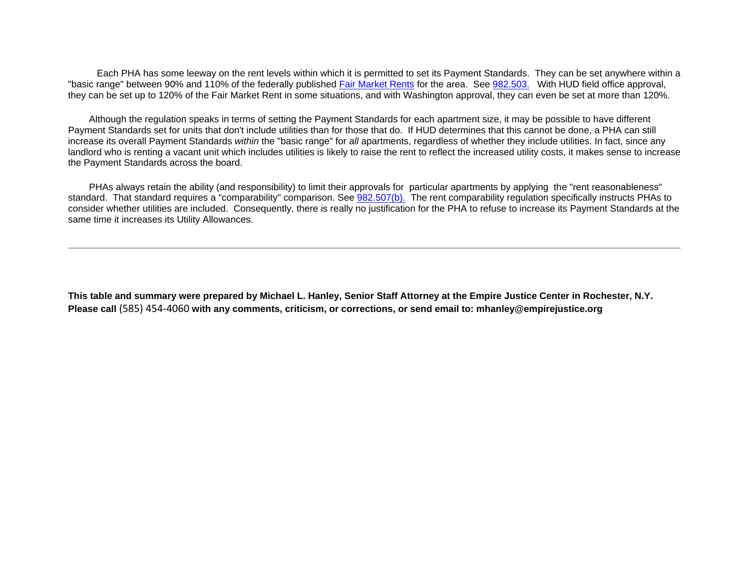Each PHA has some leeway on the rent levels within which it is permitted to set its Payment Standards. They can be set anywhere within a "basic range" between 90% and 110% of the federally published Fair Market Rents for the area. See 982.503. With HUD field office approval, they can be set up to 120% of the Fair Market Rent in some situations, and with Washington approval, they can even be set at more than 120%.

Although the regulation speaks in terms of setting the Payment Standards for each apartment size, it may be possible to have different Payment Standards set for units that don't include utilities than for those that do. If HUD determines that this cannot be done, a PHA can still increase its overall Payment Standards *within* the "basic range" for *all* apartments, regardless of whether they include utilities. In fact, since any landlord who is renting a vacant unit which includes utilities is likely to raise the rent to reflect the increased utility costs, it makes sense to increase the Payment Standards across the board.

PHAs always retain the ability (and responsibility) to limit their approvals for particular apartments by applying the "rent reasonableness" standard. That standard requires a "comparability" comparison. See 982.507(b). The rent comparability regulation specifically instructs PHAs to consider whether utilities are included. Consequently, there is really no justification for the PHA to refuse to increase its Payment Standards at the same time it increases its Utility Allowances.

---

**This table and summary were prepared by Michael L. Hanley, Senior Staff Attorney at the Empire Justice Center in Rochester, N.Y. Please call** (585) 454-4060 **with any comments, criticism, or corrections, or send email to: mhanley@empirejustice.org**